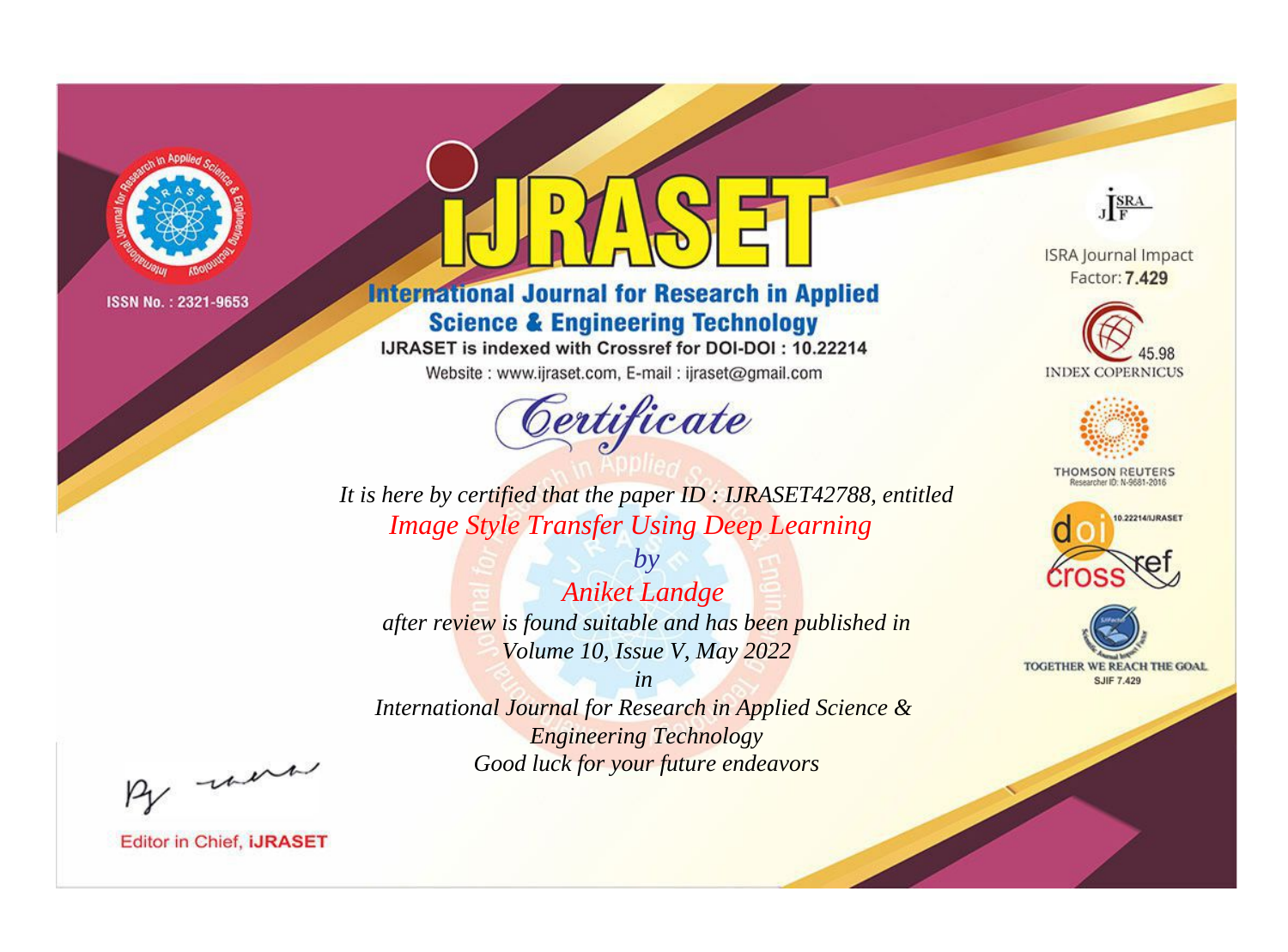ISSN No. : 2321-9653

# iJRASET

## International Journal for Research in Applied Science & Engineering Technology

IJRASET is indexed with Crossref for DOI-DOI : 10.22214

Website : www.ijraset.com, E-mail : ijraset@gmail.com

ISRA Journal Impact Factor: **7.429**

45.98 INDEX COPERNICUS

THOMSON REUTERS Researcher ID: N-9681-2016

10.22214/IJRASET

TOGETHER WE REACH THE GOAL SJIF 7.429

# *Certificate*

*It is here by certified that the paper ID : IJRASET42788, entitled*

*Image Style Transfer Using Deep Learning*

*by*

*Aniket Landge*

*after review is found suitable and has been published in*

*Volume 10, Issue V, May 2022*

*in*

*International Journal for Research in Applied Science & Engineering Technology*

*Good luck for your future endeavors*

Editor in Chief, **iJRASET**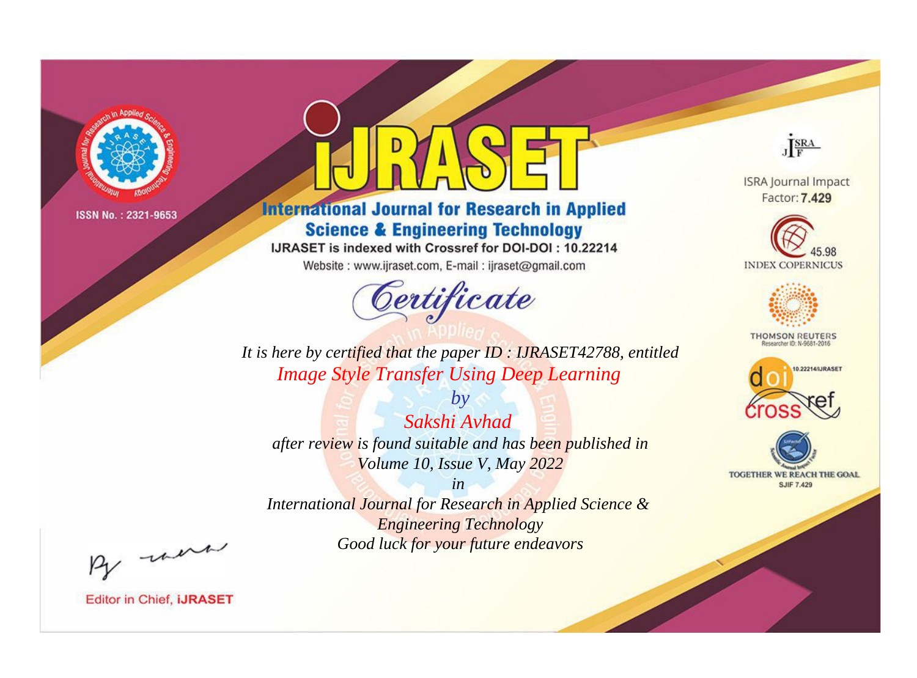ISSN No. : 2321-9653

# iJRASET

## International Journal for Research in Applied Science & Engineering Technology

IJRASET is indexed with Crossref for DOI-DOI : 10.22214

Website : www.ijraset.com, E-mail : ijraset@gmail.com

ISRA Journal Impact Factor: **7.429**

45.98 INDEX COPERNICUS

THOMSON REUTERS Researcher ID: N-9681-2016

10.22214/IJRASET

TOGETHER WE REACH THE GOAL SJIF 7.429

# *Certificate*

*It is here by certified that the paper ID : IJRASET42788, entitled*

*Image Style Transfer Using Deep Learning*

*by*

*Sakshi Avhad*

*after review is found suitable and has been published in*

*Volume 10, Issue V, May 2022*

*in*

*International Journal for Research in Applied Science & Engineering Technology*

*Good luck for your future endeavors*

Editor in Chief, **iJRASET**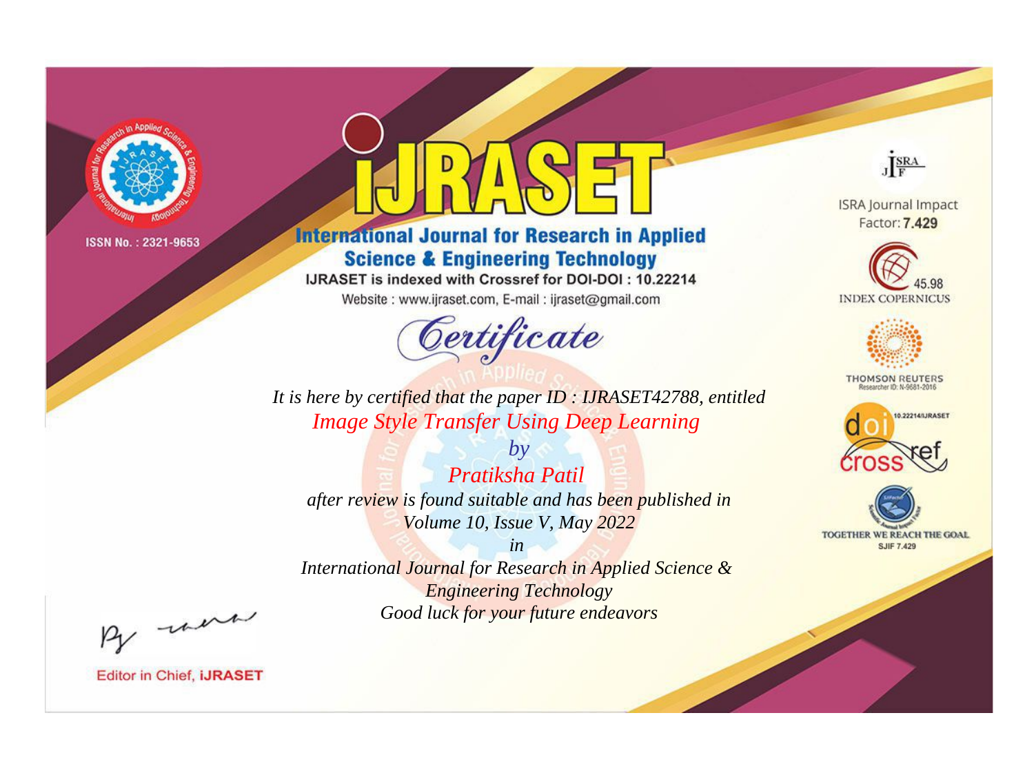ISSN No. : 2321-9653

# iJRASET

## International Journal for Research in Applied Science & Engineering Technology

IJRASET is indexed with Crossref for DOI-DOI : 10.22214

Website : www.ijraset.com, E-mail : ijraset@gmail.com

*Certificate*

*It is here by certified that the paper ID : IJRASET42788, entitled*

*Image Style Transfer Using Deep Learning*

*by*

*Pratiksha Patil*

*after review is found suitable and has been published in*

*Volume 10, Issue V, May 2022*

*in*

*International Journal for Research in Applied Science & Engineering Technology*

*Good luck for your future endeavors*

ISRA Journal Impact Factor: **7.429**

45.98 INDEX COPERNICUS

THOMSON REUTERS Researcher ID: N-9681-2016

10.22214/IJRASET

TOGETHER WE REACH THE GOAL SJIF 7.429

Editor in Chief, **iJRASET**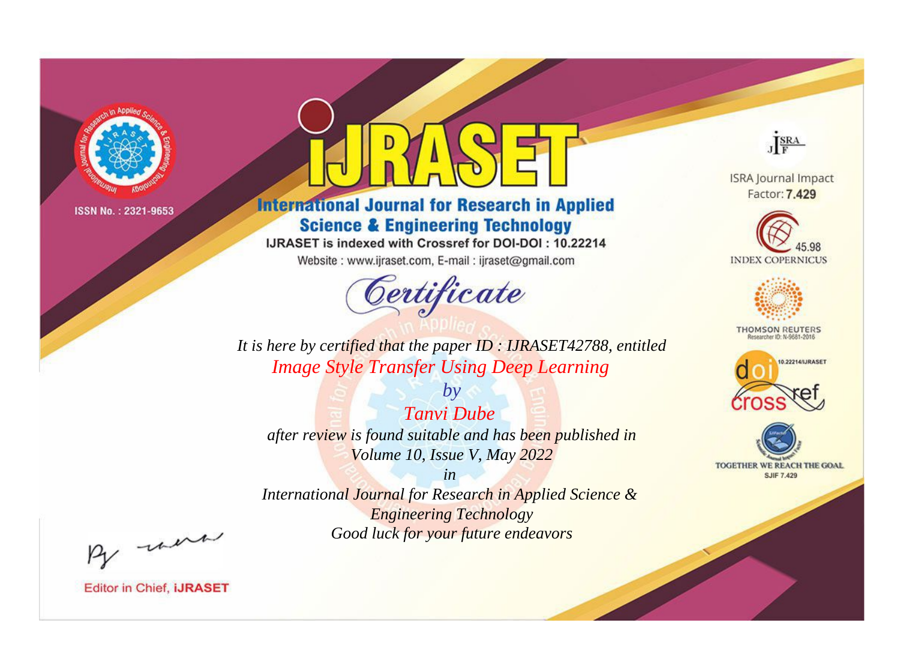ISSN No. : 2321-9653

# International Journal for Research in Applied Science & Engineering Technology

IJRASET is indexed with Crossref for DOI-DOI : 10.22214

Website : www.ijraset.com, E-mail : ijraset@gmail.com

## Certificate

*It is here by certified that the paper ID : IJRASET42788, entitled*

*Image Style Transfer Using Deep Learning*

*by*

*Tanvi Dube*

*after review is found suitable and has been published in*

*Volume 10, Issue V, May 2022*

*in*

*International Journal for Research in Applied Science & Engineering Technology*

*Good luck for your future endeavors*

ISRA Journal Impact Factor: **7.429**

45.98 INDEX COPERNICUS

THOMSON REUTERS Researcher ID: N-9681-2016

10.22214/IJRASET

TOGETHER WE REACH THE GOAL SJIF 7.429

Editor in Chief, **iJRASET**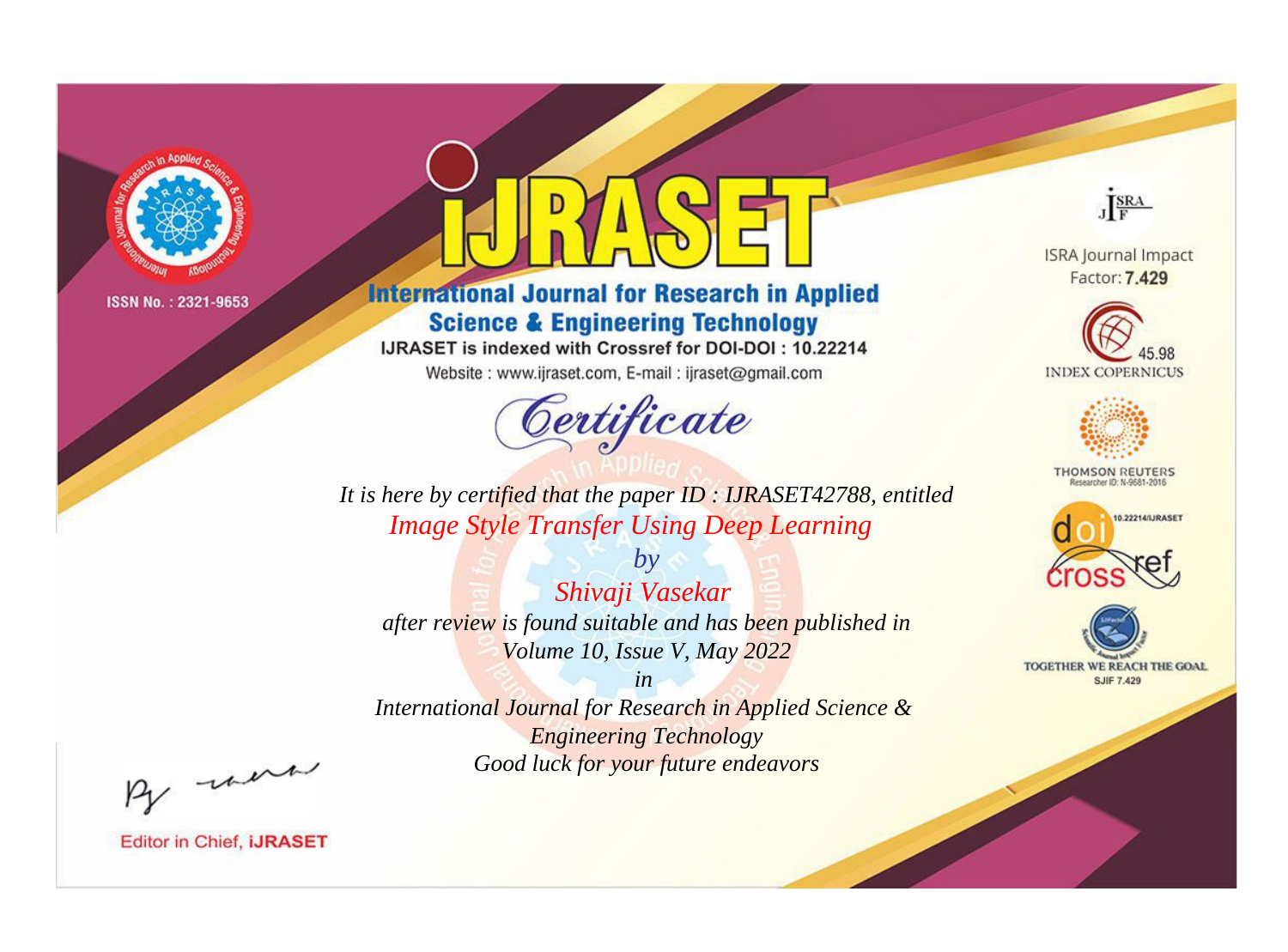ISSN No. : 2321-9653

# iJRASET

## International Journal for Research in Applied Science & Engineering Technology

IJRASET is indexed with Crossref for DOI-DOI : 10.22214

Website : www.ijraset.com, E-mail : ijraset@gmail.com

# Certificate

*It is here by certified that the paper ID : IJRASET42788, entitled*

*Image Style Transfer Using Deep Learning*

*by*

*Shivaji Vasekar*

*after review is found suitable and has been published in*

*Volume 10, Issue V, May 2022*

*in*

*International Journal for Research in Applied Science & Engineering Technology*

*Good luck for your future endeavors*

ISRA Journal Impact Factor: **7.429**

45.98 INDEX COPERNICUS

THOMSON REUTERS Researcher ID: N-9681-2016

10.22214/IJRASET

TOGETHER WE REACH THE GOAL SJIF 7.429

Editor in Chief, **iJRASET**